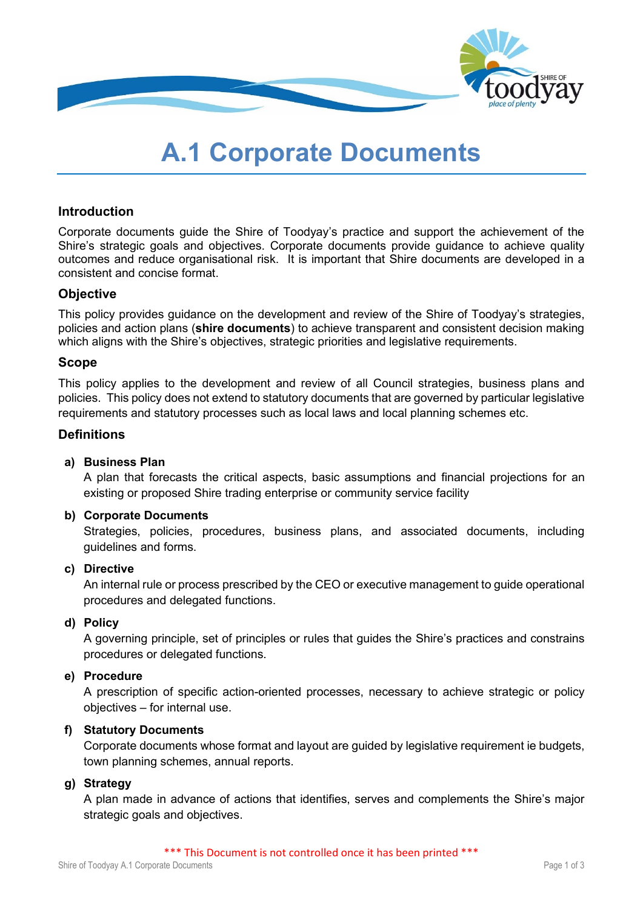# A.1 Corporate Documents

## Introduction

Corporate documents guide the Shire of Toodyay's practice and support the achievement of the Shire's strategic goals and objectives. Corporate documents provide guidance to achieve quality outcomes and reduce organisational risk. It is important that Shire documents are developed in a consistent and concise format.

## Objective

This policy provides guidance on the development and review of the Shire of Toodyay's strategies, policies and action plans (**shire documents**) to achieve transparent and consistent decision making which aligns with the Shire's objectives, strategic priorities and legislative requirements.

## Scope

This policy applies to the development and review of all Council strategies, business plans and policies. This policy does not extend to statutory documents that are governed by particular legislative requirements and statutory processes such as local laws and local planning schemes etc.

## Definitions

a) **Business Plan**
   A plan that forecasts the critical aspects, basic assumptions and financial projections for an existing or proposed Shire trading enterprise or community service facility

b) **Corporate Documents**
   Strategies, policies, procedures, business plans, and associated documents, including guidelines and forms.

c) **Directive**
   An internal rule or process prescribed by the CEO or executive management to guide operational procedures and delegated functions.

d) **Policy**
   A governing principle, set of principles or rules that guides the Shire's practices and constrains procedures or delegated functions.

e) **Procedure**
   A prescription of specific action-oriented processes, necessary to achieve strategic or policy objectives – for internal use.

f) **Statutory Documents**
   Corporate documents whose format and layout are guided by legislative requirement ie budgets, town planning schemes, annual reports.

g) **Strategy**
   A plan made in advance of actions that identifies, serves and complements the Shire's major strategic goals and objectives.

*** This Document is not controlled once it has been printed ***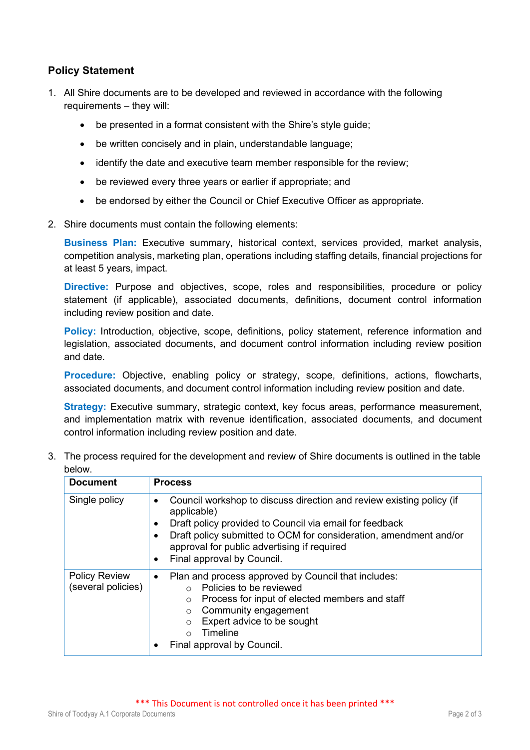## Policy Statement

1. All Shire documents are to be developed and reviewed in accordance with the following requirements – they will:

   - be presented in a format consistent with the Shire's style guide;
   - be written concisely and in plain, understandable language;
   - identify the date and executive team member responsible for the review;
   - be reviewed every three years or earlier if appropriate; and
   - be endorsed by either the Council or Chief Executive Officer as appropriate.

2. Shire documents must contain the following elements:

   **Business Plan:** Executive summary, historical context, services provided, market analysis, competition analysis, marketing plan, operations including staffing details, financial projections for at least 5 years, impact.

   **Directive:** Purpose and objectives, scope, roles and responsibilities, procedure or policy statement (if applicable), associated documents, definitions, document control information including review position and date.

   **Policy:** Introduction, objective, scope, definitions, policy statement, reference information and legislation, associated documents, and document control information including review position and date.

   **Procedure:** Objective, enabling policy or strategy, scope, definitions, actions, flowcharts, associated documents, and document control information including review position and date.

   **Strategy:** Executive summary, strategic context, key focus areas, performance measurement, and implementation matrix with revenue identification, associated documents, and document control information including review position and date.

3. The process required for the development and review of Shire documents is outlined in the table below.

| Document | Process |
|---|---|
| Single policy | • Council workshop to discuss direction and review existing policy (if applicable)<br>• Draft policy provided to Council via email for feedback<br>• Draft policy submitted to OCM for consideration, amendment and/or approval for public advertising if required<br>• Final approval by Council. |
| Policy Review (several policies) | • Plan and process approved by Council that includes:<br>  ○ Policies to be reviewed<br>  ○ Process for input of elected members and staff<br>  ○ Community engagement<br>  ○ Expert advice to be sought<br>  ○ Timeline<br>• Final approval by Council. |

\*\*\* This Document is not controlled once it has been printed \*\*\*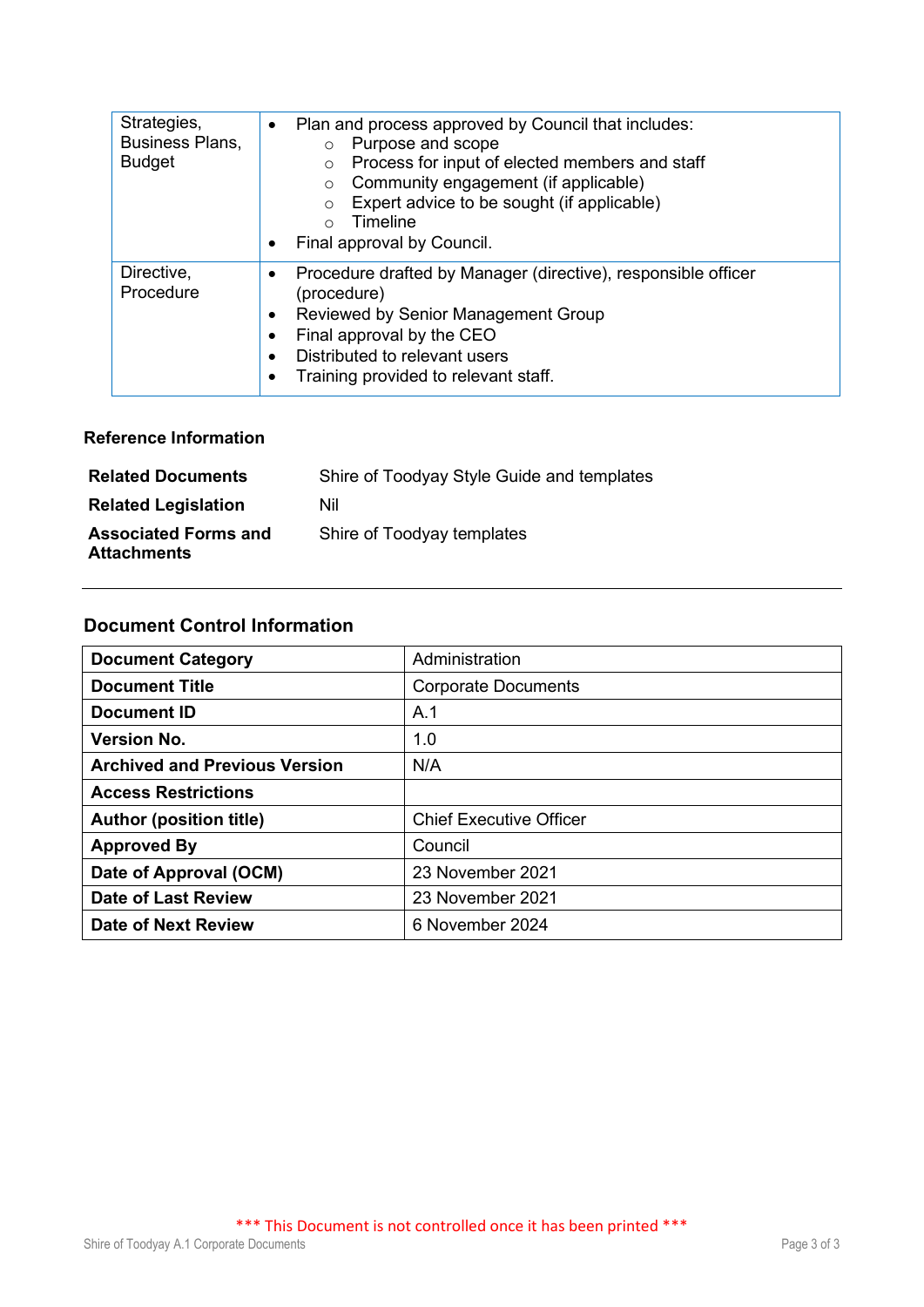| | |
|---|---|
| Strategies, Business Plans, Budget | • Plan and process approved by Council that includes:<br>  ○ Purpose and scope<br>  ○ Process for input of elected members and staff<br>  ○ Community engagement (if applicable)<br>  ○ Expert advice to be sought (if applicable)<br>  ○ Timeline<br>• Final approval by Council. |
| Directive, Procedure | • Procedure drafted by Manager (directive), responsible officer (procedure)<br>• Reviewed by Senior Management Group<br>• Final approval by the CEO<br>• Distributed to relevant users<br>• Training provided to relevant staff. |

**Reference Information**

| | |
|---|---|
| **Related Documents** | Shire of Toodyay Style Guide and templates |
| **Related Legislation** | Nil |
| **Associated Forms and Attachments** | Shire of Toodyay templates |

---

## Document Control Information

| | |
|---|---|
| **Document Category** | Administration |
| **Document Title** | Corporate Documents |
| **Document ID** | A.1 |
| **Version No.** | 1.0 |
| **Archived and Previous Version** | N/A |
| **Access Restrictions** | |
| **Author (position title)** | Chief Executive Officer |
| **Approved By** | Council |
| **Date of Approval (OCM)** | 23 November 2021 |
| **Date of Last Review** | 23 November 2021 |
| **Date of Next Review** | 6 November 2024 |

*** This Document is not controlled once it has been printed ***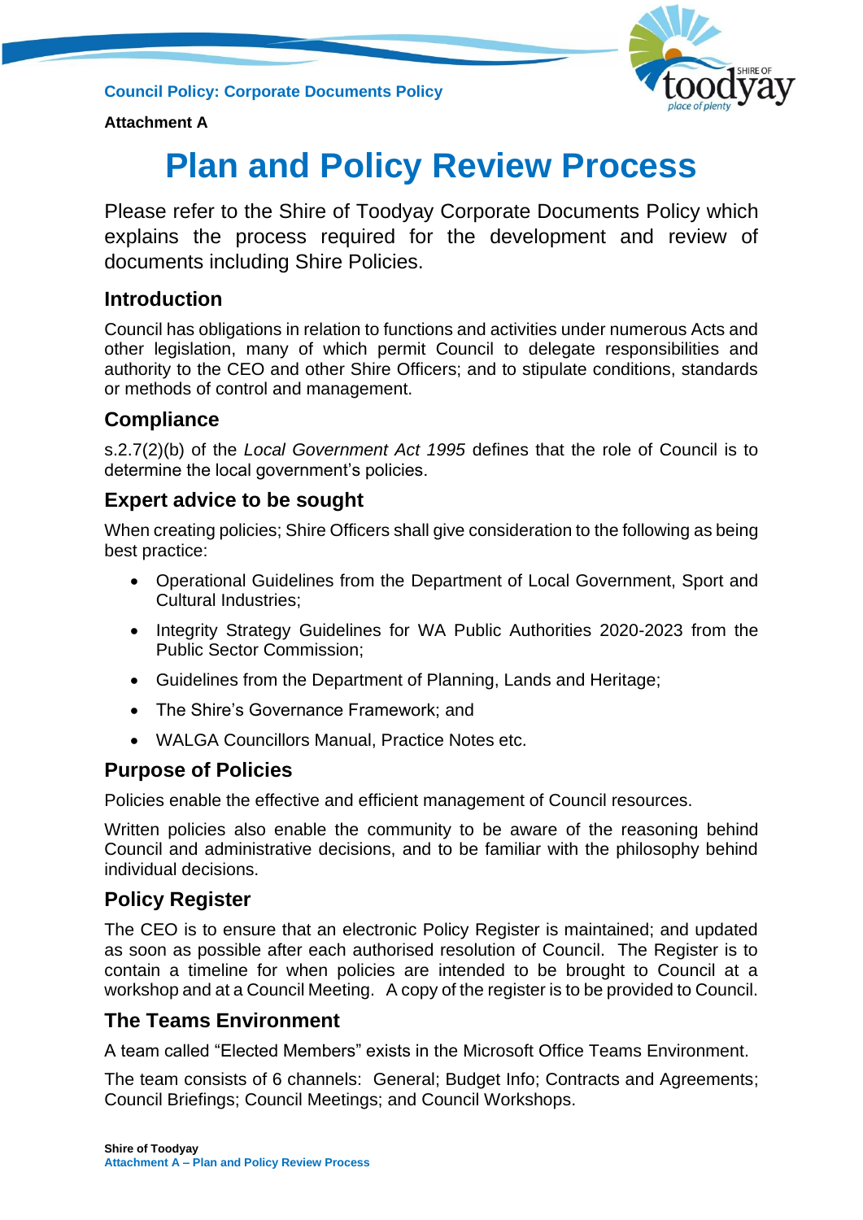**Council Policy: Corporate Documents Policy**

**Attachment A**

# Plan and Policy Review Process

Please refer to the Shire of Toodyay Corporate Documents Policy which explains the process required for the development and review of documents including Shire Policies.

## Introduction

Council has obligations in relation to functions and activities under numerous Acts and other legislation, many of which permit Council to delegate responsibilities and authority to the CEO and other Shire Officers; and to stipulate conditions, standards or methods of control and management.

## Compliance

s.2.7(2)(b) of the *Local Government Act 1995* defines that the role of Council is to determine the local government's policies.

## Expert advice to be sought

When creating policies; Shire Officers shall give consideration to the following as being best practice:

- Operational Guidelines from the Department of Local Government, Sport and Cultural Industries;
- Integrity Strategy Guidelines for WA Public Authorities 2020-2023 from the Public Sector Commission;
- Guidelines from the Department of Planning, Lands and Heritage;
- The Shire's Governance Framework; and
- WALGA Councillors Manual, Practice Notes etc.

## Purpose of Policies

Policies enable the effective and efficient management of Council resources.

Written policies also enable the community to be aware of the reasoning behind Council and administrative decisions, and to be familiar with the philosophy behind individual decisions.

## Policy Register

The CEO is to ensure that an electronic Policy Register is maintained; and updated as soon as possible after each authorised resolution of Council. The Register is to contain a timeline for when policies are intended to be brought to Council at a workshop and at a Council Meeting. A copy of the register is to be provided to Council.

## The Teams Environment

A team called "Elected Members" exists in the Microsoft Office Teams Environment.

The team consists of 6 channels: General; Budget Info; Contracts and Agreements; Council Briefings; Council Meetings; and Council Workshops.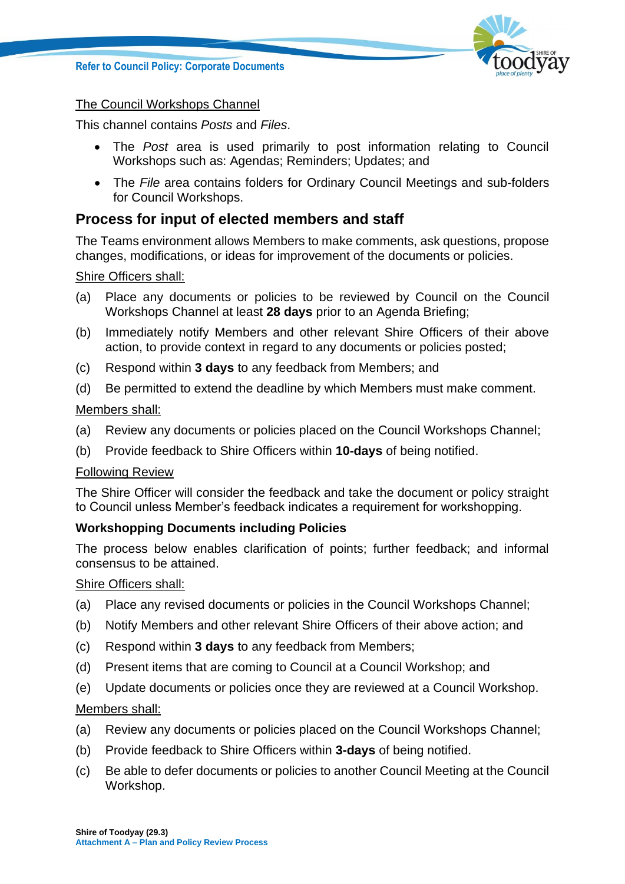The Council Workshops Channel

This channel contains *Posts* and *Files*.

- The *Post* area is used primarily to post information relating to Council Workshops such as: Agendas; Reminders; Updates; and
- The *File* area contains folders for Ordinary Council Meetings and sub-folders for Council Workshops.

## Process for input of elected members and staff

The Teams environment allows Members to make comments, ask questions, propose changes, modifications, or ideas for improvement of the documents or policies.

Shire Officers shall:

(a) Place any documents or policies to be reviewed by Council on the Council Workshops Channel at least **28 days** prior to an Agenda Briefing;

(b) Immediately notify Members and other relevant Shire Officers of their above action, to provide context in regard to any documents or policies posted;

(c) Respond within **3 days** to any feedback from Members; and

(d) Be permitted to extend the deadline by which Members must make comment.

Members shall:

(a) Review any documents or policies placed on the Council Workshops Channel;

(b) Provide feedback to Shire Officers within **10-days** of being notified.

Following Review

The Shire Officer will consider the feedback and take the document or policy straight to Council unless Member's feedback indicates a requirement for workshopping.

### Workshopping Documents including Policies

The process below enables clarification of points; further feedback; and informal consensus to be attained.

Shire Officers shall:

(a) Place any revised documents or policies in the Council Workshops Channel;

(b) Notify Members and other relevant Shire Officers of their above action; and

(c) Respond within **3 days** to any feedback from Members;

(d) Present items that are coming to Council at a Council Workshop; and

(e) Update documents or policies once they are reviewed at a Council Workshop.

Members shall:

(a) Review any documents or policies placed on the Council Workshops Channel;

(b) Provide feedback to Shire Officers within **3-days** of being notified.

(c) Be able to defer documents or policies to another Council Meeting at the Council Workshop.